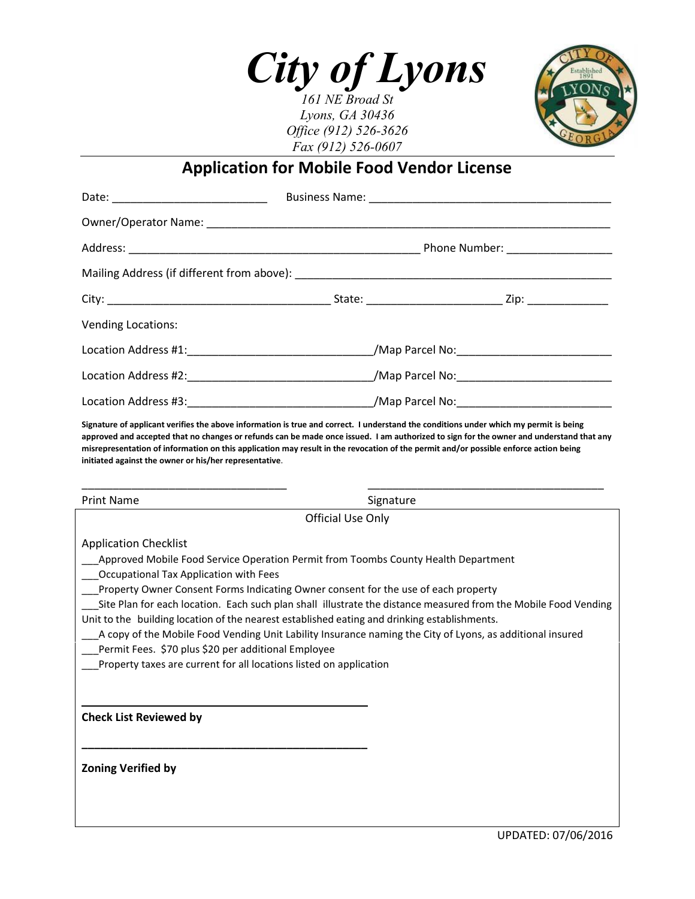# City of Lyons

*161 NE Broad St*
*Lyons, GA 30436*
*Office (912) 526-3626*
*Fax (912) 526-0607*

## Application for Mobile Food Vendor License

Date: _________________________ Business Name: _______________________________________

Owner/Operator Name: _________________________________________________________________

Address: _______________________________________________ Phone Number: ________________

Mailing Address (if different from above): ___________________________________________________

City: ____________________________________ State: ______________________ Zip: _____________

Vending Locations:

Location Address #1:_____________________________/Map Parcel No:________________________

Location Address #2:_____________________________/Map Parcel No:________________________

Location Address #3:_____________________________/Map Parcel No:________________________

**Signature of applicant verifies the above information is true and correct. I understand the conditions under which my permit is being approved and accepted that no changes or refunds can be made once issued. I am authorized to sign for the owner and understand that any misrepresentation of information on this application may result in the revocation of the permit and/or possible enforce action being initiated against the owner or his/her representative.**

_________________________________ _______________________________________

Print Name Signature

---

Official Use Only

Application Checklist

___Approved Mobile Food Service Operation Permit from Toombs County Health Department

___Occupational Tax Application with Fees

___Property Owner Consent Forms Indicating Owner consent for the use of each property

___Site Plan for each location. Each such plan shall illustrate the distance measured from the Mobile Food Vending Unit to the building location of the nearest established eating and drinking establishments.

___A copy of the Mobile Food Vending Unit Lability Insurance naming the City of Lyons, as additional insured

___Permit Fees. $70 plus $20 per additional Employee

___Property taxes are current for all locations listed on application

_______________________________________________

**Check List Reviewed by**

_______________________________________________

**Zoning Verified by**

UPDATED: 07/06/2016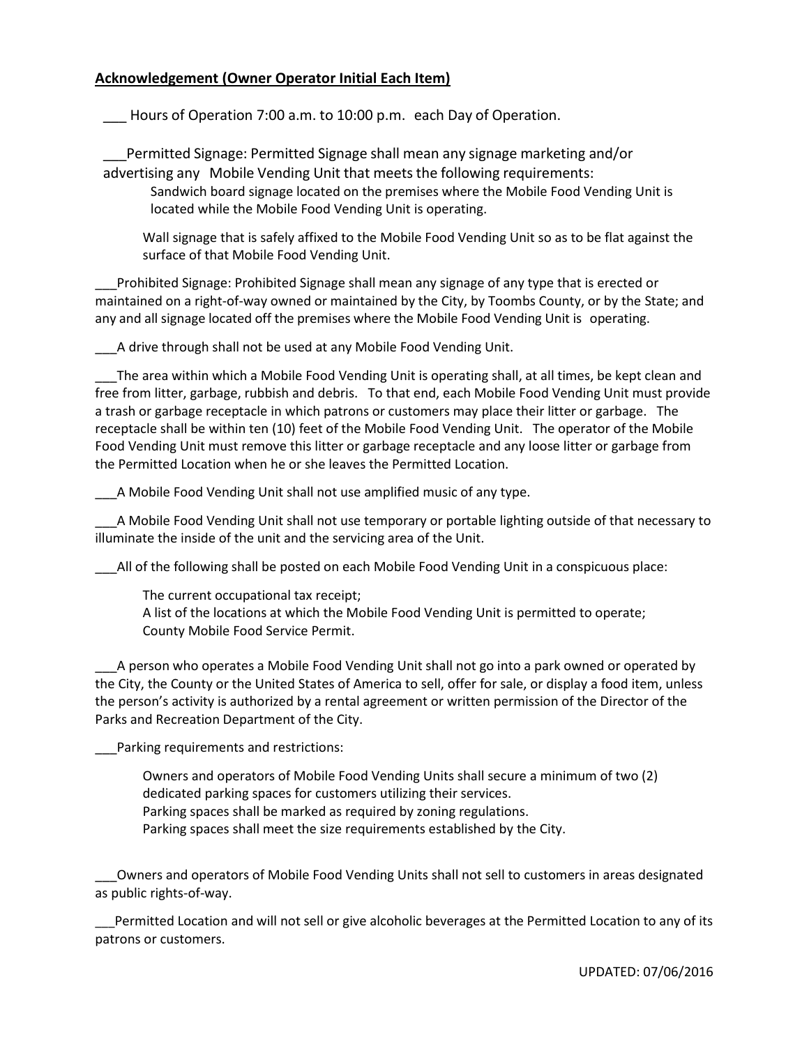## **Acknowledgement (Owner Operator Initial Each Item)**

___ Hours of Operation 7:00 a.m. to 10:00 p.m. each Day of Operation.

___Permitted Signage: Permitted Signage shall mean any signage marketing and/or advertising any Mobile Vending Unit that meets the following requirements:

Sandwich board signage located on the premises where the Mobile Food Vending Unit is located while the Mobile Food Vending Unit is operating.

Wall signage that is safely affixed to the Mobile Food Vending Unit so as to be flat against the surface of that Mobile Food Vending Unit.

___Prohibited Signage: Prohibited Signage shall mean any signage of any type that is erected or maintained on a right-of-way owned or maintained by the City, by Toombs County, or by the State; and any and all signage located off the premises where the Mobile Food Vending Unit is operating.

___A drive through shall not be used at any Mobile Food Vending Unit.

___The area within which a Mobile Food Vending Unit is operating shall, at all times, be kept clean and free from litter, garbage, rubbish and debris. To that end, each Mobile Food Vending Unit must provide a trash or garbage receptacle in which patrons or customers may place their litter or garbage. The receptacle shall be within ten (10) feet of the Mobile Food Vending Unit. The operator of the Mobile Food Vending Unit must remove this litter or garbage receptacle and any loose litter or garbage from the Permitted Location when he or she leaves the Permitted Location.

___A Mobile Food Vending Unit shall not use amplified music of any type.

___A Mobile Food Vending Unit shall not use temporary or portable lighting outside of that necessary to illuminate the inside of the unit and the servicing area of the Unit.

___All of the following shall be posted on each Mobile Food Vending Unit in a conspicuous place:

The current occupational tax receipt;
A list of the locations at which the Mobile Food Vending Unit is permitted to operate;
County Mobile Food Service Permit.

___A person who operates a Mobile Food Vending Unit shall not go into a park owned or operated by the City, the County or the United States of America to sell, offer for sale, or display a food item, unless the person's activity is authorized by a rental agreement or written permission of the Director of the Parks and Recreation Department of the City.

___Parking requirements and restrictions:

Owners and operators of Mobile Food Vending Units shall secure a minimum of two (2) dedicated parking spaces for customers utilizing their services.
Parking spaces shall be marked as required by zoning regulations.
Parking spaces shall meet the size requirements established by the City.

___Owners and operators of Mobile Food Vending Units shall not sell to customers in areas designated as public rights-of-way.

___Permitted Location and will not sell or give alcoholic beverages at the Permitted Location to any of its patrons or customers.

UPDATED: 07/06/2016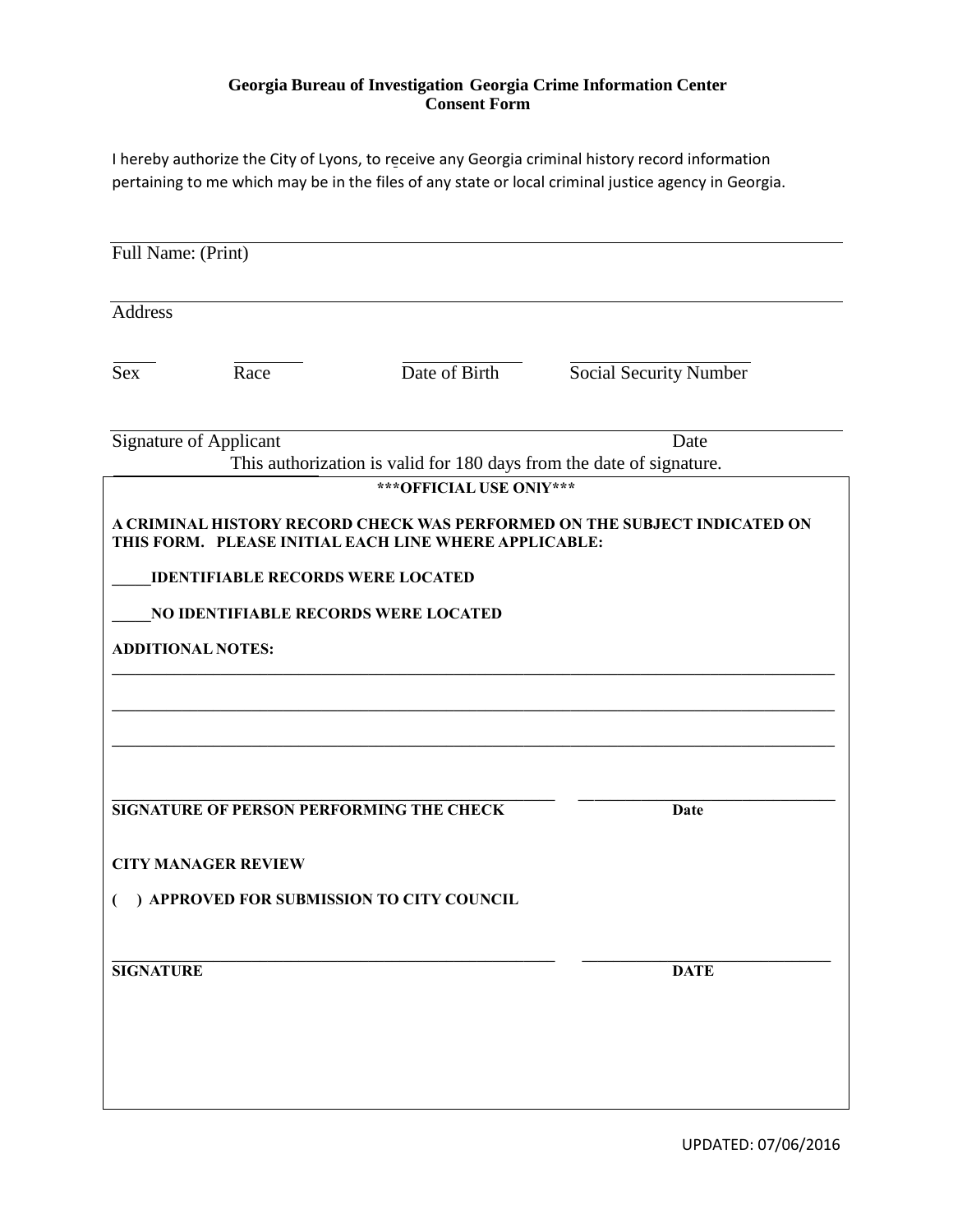**Georgia Bureau of Investigation Georgia Crime Information Center**
**Consent Form**

I hereby authorize the City of Lyons, to receive any Georgia criminal history record information pertaining to me which may be in the files of any state or local criminal justice agency in Georgia.

______________________________________________________________________
Full Name: (Print)

______________________________________________________________________
Address

_____ _______ ____________ __________________
Sex Race Date of Birth Social Security Number

______________________________________________________________________
Signature of Applicant Date

This authorization is valid for 180 days from the date of signature.

**\*\*\*OFFICIAL USE ONlY\*\*\***

**A CRIMINAL HISTORY RECORD CHECK WAS PERFORMED ON THE SUBJECT INDICATED ON THIS FORM. PLEASE INITIAL EACH LINE WHERE APPLICABLE:**

**_____IDENTIFIABLE RECORDS WERE LOCATED**

**_____NO IDENTIFIABLE RECORDS WERE LOCATED**

**ADDITIONAL NOTES:**

______________________________________________________________________

______________________________________________________________________

______________________________________________________________________

______________________________________________ ______________________
**SIGNATURE OF PERSON PERFORMING THE CHECK** **Date**

**CITY MANAGER REVIEW**

**( ) APPROVED FOR SUBMISSION TO CITY COUNCIL**

______________________________________________ ______________________
**SIGNATURE** **DATE**

UPDATED: 07/06/2016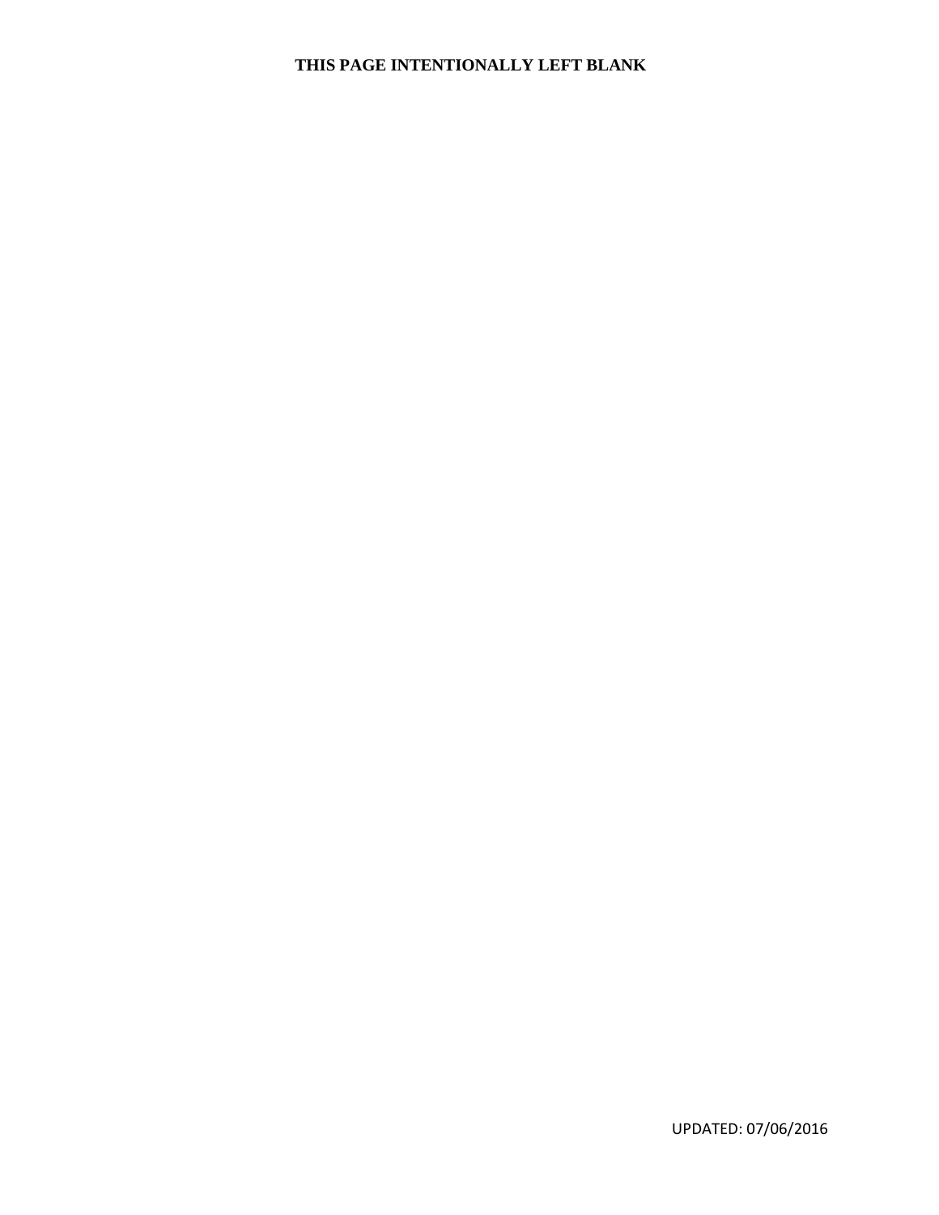**THIS PAGE INTENTIONALLY LEFT BLANK**

UPDATED: 07/06/2016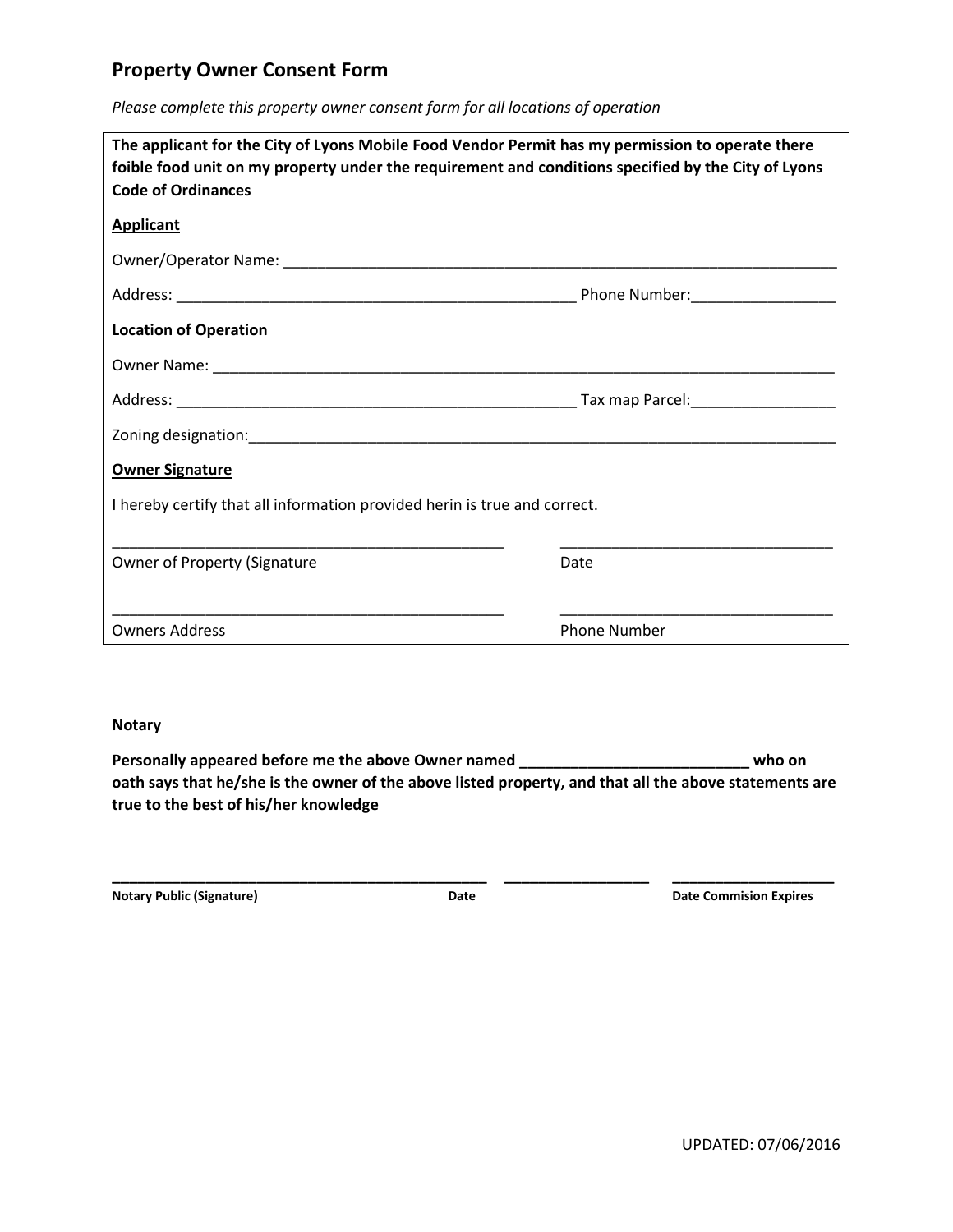## Property Owner Consent Form

*Please complete this property owner consent form for all locations of operation*

**The applicant for the City of Lyons Mobile Food Vendor Permit has my permission to operate there foible food unit on my property under the requirement and conditions specified by the City of Lyons Code of Ordinances**

**Applicant**

Owner/Operator Name: ____________________________________________________________________

Address: __________________________________________________ Phone Number:_________________

**Location of Operation**

Owner Name: _________________________________________________________________________

Address: __________________________________________________ Tax map Parcel:_________________

Zoning designation:_______________________________________________________________________

**Owner Signature**

I hereby certify that all information provided herin is true and correct.

_________________________________________________ _________________________________

Owner of Property (Signature                                                  Date

_________________________________________________ _________________________________

Owners Address                                                                    Phone Number

**Notary**

**Personally appeared before me the above Owner named ___________________________ who on oath says that he/she is the owner of the above listed property, and that all the above statements are true to the best of his/her knowledge**

**______________________________________________ _________________ ___________________**

**Notary Public (Signature)                                   Date                                   Date Commision Expires**

UPDATED: 07/06/2016